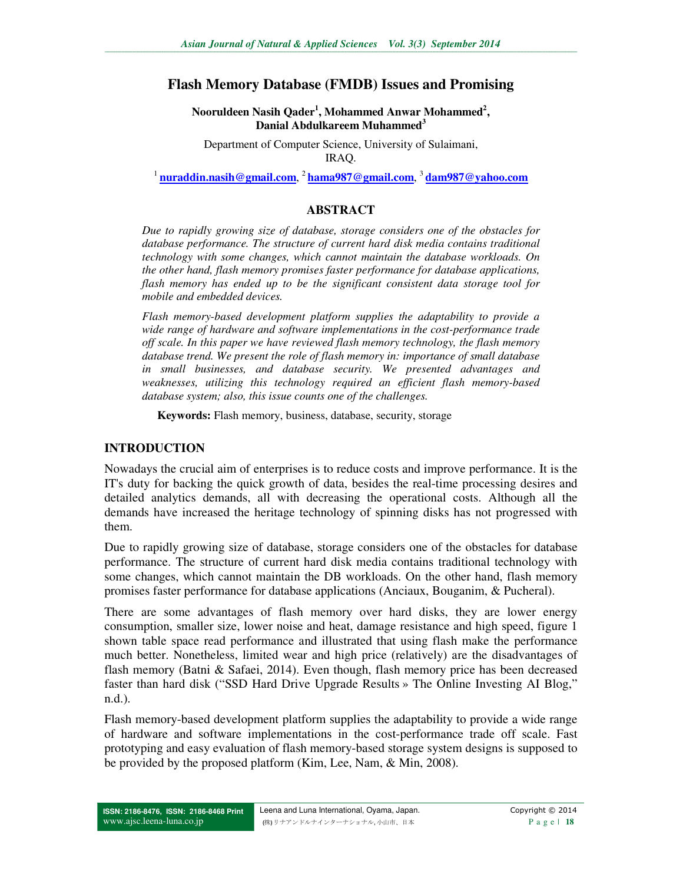# Flash Memory Database (FMDB) Issues and Promising

**Nooruldeen Nasih Qader[1], Mohammed Anwar Mohammed[2], Danial Abdulkareem Muhammed[3]**

Department of Computer Science, University of Sulaimani, IRAQ.

[1] nuraddin.nasih@gmail.com, [2] hama987@gmail.com, [3] dam987@yahoo.com

## ABSTRACT

*Due to rapidly growing size of database, storage considers one of the obstacles for database performance. The structure of current hard disk media contains traditional technology with some changes, which cannot maintain the database workloads. On the other hand, flash memory promises faster performance for database applications, flash memory has ended up to be the significant consistent data storage tool for mobile and embedded devices.*

*Flash memory-based development platform supplies the adaptability to provide a wide range of hardware and software implementations in the cost-performance trade off scale. In this paper we have reviewed flash memory technology, the flash memory database trend. We present the role of flash memory in: importance of small database in small businesses, and database security. We presented advantages and weaknesses, utilizing this technology required an efficient flash memory-based database system; also, this issue counts one of the challenges.*

**Keywords:** Flash memory, business, database, security, storage

## INTRODUCTION

Nowadays the crucial aim of enterprises is to reduce costs and improve performance. It is the IT's duty for backing the quick growth of data, besides the real-time processing desires and detailed analytics demands, all with decreasing the operational costs. Although all the demands have increased the heritage technology of spinning disks has not progressed with them.

Due to rapidly growing size of database, storage considers one of the obstacles for database performance. The structure of current hard disk media contains traditional technology with some changes, which cannot maintain the DB workloads. On the other hand, flash memory promises faster performance for database applications (Anciaux, Bouganim, & Pucheral).

There are some advantages of flash memory over hard disks, they are lower energy consumption, smaller size, lower noise and heat, damage resistance and high speed, figure 1 shown table space read performance and illustrated that using flash make the performance much better. Nonetheless, limited wear and high price (relatively) are the disadvantages of flash memory (Batni & Safaei, 2014). Even though, flash memory price has been decreased faster than hard disk ("SSD Hard Drive Upgrade Results » The Online Investing AI Blog," n.d.).

Flash memory-based development platform supplies the adaptability to provide a wide range of hardware and software implementations in the cost-performance trade off scale. Fast prototyping and easy evaluation of flash memory-based storage system designs is supposed to be provided by the proposed platform (Kim, Lee, Nam, & Min, 2008).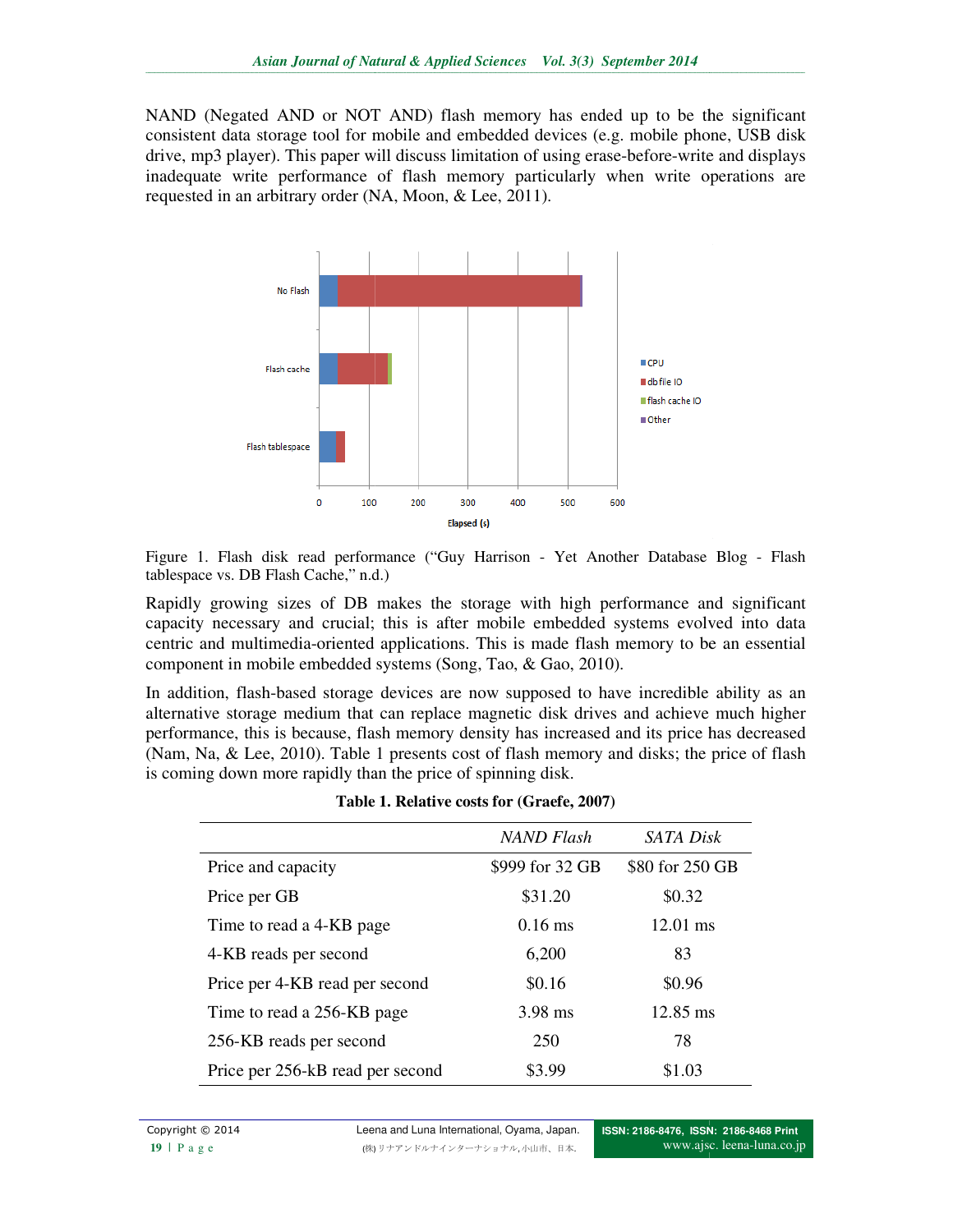NAND (Negated AND or NOT AND) flash memory has ended up to be the significant consistent data storage tool for mobile and embedded devices (e.g. mobile phone, USB disk drive, mp3 player). This paper will discuss limitation of using erase-before-write and displays inadequate write performance of flash memory particularly when write operations are requested in an arbitrary order (NA, Moon, & Lee, 2011).

Figure 1. Flash disk read performance ("Guy Harrison - Yet Another Database Blog - Flash tablespace vs. DB Flash Cache," n.d.)

Rapidly growing sizes of DB makes the storage with high performance and significant capacity necessary and crucial; this is after mobile embedded systems evolved into data centric and multimedia-oriented applications. This is made flash memory to be an essential component in mobile embedded systems (Song, Tao, & Gao, 2010).

In addition, flash-based storage devices are now supposed to have incredible ability as an alternative storage medium that can replace magnetic disk drives and achieve much higher performance, this is because, flash memory density has increased and its price has decreased (Nam, Na, & Lee, 2010). Table 1 presents cost of flash memory and disks; the price of flash is coming down more rapidly than the price of spinning disk.

**Table 1. Relative costs for (Graefe, 2007)**

| | *NAND Flash* | *SATA Disk* |
|---|---|---|
| Price and capacity | $999 for 32 GB | $80 for 250 GB |
| Price per GB | $31.20 | $0.32 |
| Time to read a 4-KB page | 0.16 ms | 12.01 ms |
| 4-KB reads per second | 6,200 | 83 |
| Price per 4-KB read per second | $0.16 | $0.96 |
| Time to read a 256-KB page | 3.98 ms | 12.85 ms |
| 256-KB reads per second | 250 | 78 |
| Price per 256-kB read per second | $3.99 | $1.03 |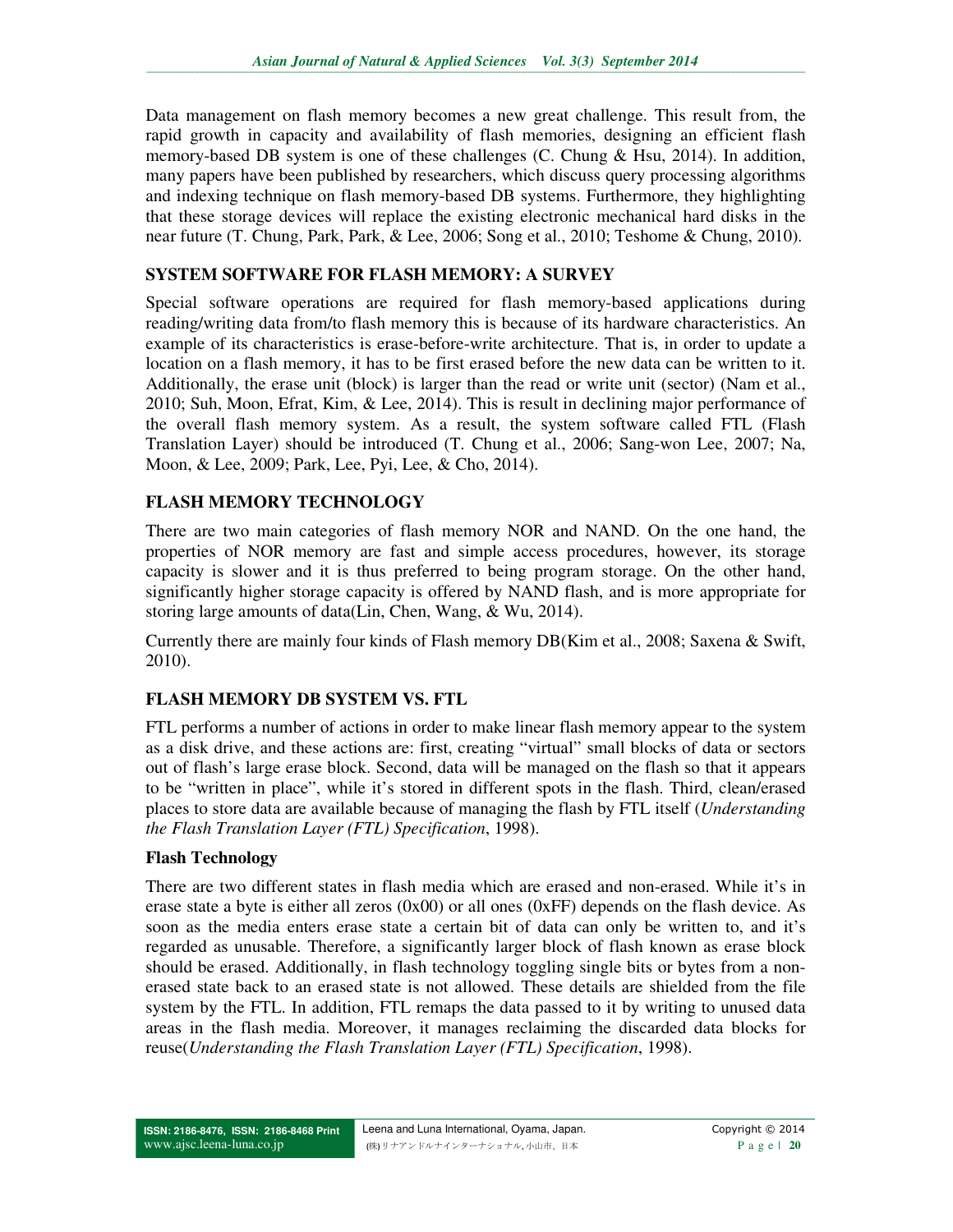Data management on flash memory becomes a new great challenge. This result from, the rapid growth in capacity and availability of flash memories, designing an efficient flash memory-based DB system is one of these challenges (C. Chung & Hsu, 2014). In addition, many papers have been published by researchers, which discuss query processing algorithms and indexing technique on flash memory-based DB systems. Furthermore, they highlighting that these storage devices will replace the existing electronic mechanical hard disks in the near future (T. Chung, Park, Park, & Lee, 2006; Song et al., 2010; Teshome & Chung, 2010).

## SYSTEM SOFTWARE FOR FLASH MEMORY: A SURVEY

Special software operations are required for flash memory-based applications during reading/writing data from/to flash memory this is because of its hardware characteristics. An example of its characteristics is erase-before-write architecture. That is, in order to update a location on a flash memory, it has to be first erased before the new data can be written to it. Additionally, the erase unit (block) is larger than the read or write unit (sector) (Nam et al., 2010; Suh, Moon, Efrat, Kim, & Lee, 2014). This is result in declining major performance of the overall flash memory system. As a result, the system software called FTL (Flash Translation Layer) should be introduced (T. Chung et al., 2006; Sang-won Lee, 2007; Na, Moon, & Lee, 2009; Park, Lee, Pyi, Lee, & Cho, 2014).

## FLASH MEMORY TECHNOLOGY

There are two main categories of flash memory NOR and NAND. On the one hand, the properties of NOR memory are fast and simple access procedures, however, its storage capacity is slower and it is thus preferred to being program storage. On the other hand, significantly higher storage capacity is offered by NAND flash, and is more appropriate for storing large amounts of data(Lin, Chen, Wang, & Wu, 2014).

Currently there are mainly four kinds of Flash memory DB(Kim et al., 2008; Saxena & Swift, 2010).

## FLASH MEMORY DB SYSTEM VS. FTL

FTL performs a number of actions in order to make linear flash memory appear to the system as a disk drive, and these actions are: first, creating "virtual" small blocks of data or sectors out of flash's large erase block. Second, data will be managed on the flash so that it appears to be "written in place", while it's stored in different spots in the flash. Third, clean/erased places to store data are available because of managing the flash by FTL itself (*Understanding the Flash Translation Layer (FTL) Specification*, 1998).

### Flash Technology

There are two different states in flash media which are erased and non-erased. While it's in erase state a byte is either all zeros (0x00) or all ones (0xFF) depends on the flash device. As soon as the media enters erase state a certain bit of data can only be written to, and it's regarded as unusable. Therefore, a significantly larger block of flash known as erase block should be erased. Additionally, in flash technology toggling single bits or bytes from a non-erased state back to an erased state is not allowed. These details are shielded from the file system by the FTL. In addition, FTL remaps the data passed to it by writing to unused data areas in the flash media. Moreover, it manages reclaiming the discarded data blocks for reuse(*Understanding the Flash Translation Layer (FTL) Specification*, 1998).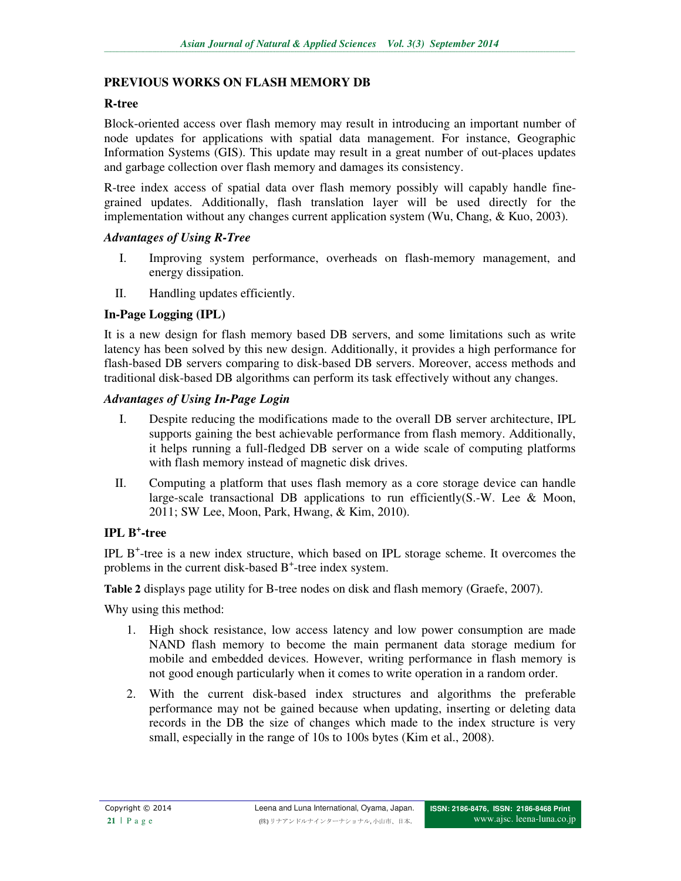## PREVIOUS WORKS ON FLASH MEMORY DB

### R-tree

Block-oriented access over flash memory may result in introducing an important number of node updates for applications with spatial data management. For instance, Geographic Information Systems (GIS). This update may result in a great number of out-places updates and garbage collection over flash memory and damages its consistency.

R-tree index access of spatial data over flash memory possibly will capably handle fine-grained updates. Additionally, flash translation layer will be used directly for the implementation without any changes current application system (Wu, Chang, & Kuo, 2003).

#### *Advantages of Using R-Tree*

I. Improving system performance, overheads on flash-memory management, and energy dissipation.

II. Handling updates efficiently.

### In-Page Logging (IPL)

It is a new design for flash memory based DB servers, and some limitations such as write latency has been solved by this new design. Additionally, it provides a high performance for flash-based DB servers comparing to disk-based DB servers. Moreover, access methods and traditional disk-based DB algorithms can perform its task effectively without any changes.

#### *Advantages of Using In-Page Login*

I. Despite reducing the modifications made to the overall DB server architecture, IPL supports gaining the best achievable performance from flash memory. Additionally, it helps running a full-fledged DB server on a wide scale of computing platforms with flash memory instead of magnetic disk drives.

II. Computing a platform that uses flash memory as a core storage device can handle large-scale transactional DB applications to run efficiently(S.-W. Lee & Moon, 2011; SW Lee, Moon, Park, Hwang, & Kim, 2010).

### IPL $B^+$-tree

IPL $B^+$-tree is a new index structure, which based on IPL storage scheme. It overcomes the problems in the current disk-based $B^+$-tree index system.

**Table 2** displays page utility for B-tree nodes on disk and flash memory (Graefe, 2007).

Why using this method:

1. High shock resistance, low access latency and low power consumption are made NAND flash memory to become the main permanent data storage medium for mobile and embedded devices. However, writing performance in flash memory is not good enough particularly when it comes to write operation in a random order.
2. With the current disk-based index structures and algorithms the preferable performance may not be gained because when updating, inserting or deleting data records in the DB the size of changes which made to the index structure is very small, especially in the range of 10s to 100s bytes (Kim et al., 2008).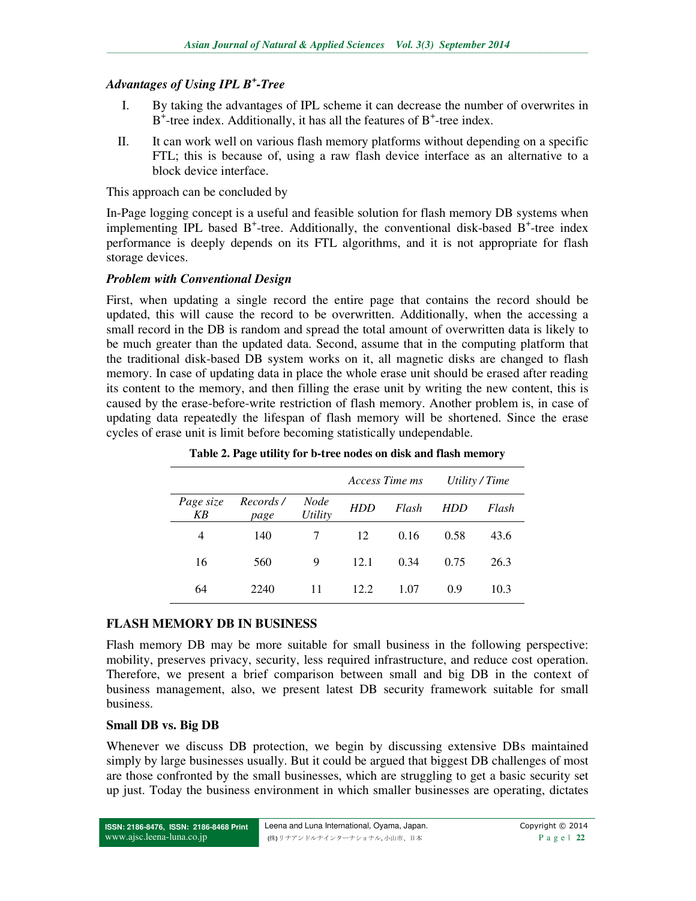### *Advantages of Using IPL $B^+$-Tree*

I. By taking the advantages of IPL scheme it can decrease the number of overwrites in $B^+$-tree index. Additionally, it has all the features of $B^+$-tree index.

II. It can work well on various flash memory platforms without depending on a specific FTL; this is because of, using a raw flash device interface as an alternative to a block device interface.

This approach can be concluded by

In-Page logging concept is a useful and feasible solution for flash memory DB systems when implementing IPL based $B^+$-tree. Additionally, the conventional disk-based $B^+$-tree index performance is deeply depends on its FTL algorithms, and it is not appropriate for flash storage devices.

### *Problem with Conventional Design*

First, when updating a single record the entire page that contains the record should be updated, this will cause the record to be overwritten. Additionally, when the accessing a small record in the DB is random and spread the total amount of overwritten data is likely to be much greater than the updated data. Second, assume that in the computing platform that the traditional disk-based DB system works on it, all magnetic disks are changed to flash memory. In case of updating data in place the whole erase unit should be erased after reading its content to the memory, and then filling the erase unit by writing the new content, this is caused by the erase-before-write restriction of flash memory. Another problem is, in case of updating data repeatedly the lifespan of flash memory will be shortened. Since the erase cycles of erase unit is limit before becoming statistically undependable.

**Table 2. Page utility for b-tree nodes on disk and flash memory**

| | | | *Access Time ms* | | *Utility / Time* | |
|---|---|---|---|---|---|---|
| *Page size KB* | *Records / page* | *Node Utility* | *HDD* | *Flash* | *HDD* | *Flash* |
| 4 | 140 | 7 | 12 | 0.16 | 0.58 | 43.6 |
| 16 | 560 | 9 | 12.1 | 0.34 | 0.75 | 26.3 |
| 64 | 2240 | 11 | 12.2 | 1.07 | 0.9 | 10.3 |

## FLASH MEMORY DB IN BUSINESS

Flash memory DB may be more suitable for small business in the following perspective: mobility, preserves privacy, security, less required infrastructure, and reduce cost operation. Therefore, we present a brief comparison between small and big DB in the context of business management, also, we present latest DB security framework suitable for small business.

### Small DB vs. Big DB

Whenever we discuss DB protection, we begin by discussing extensive DBs maintained simply by large businesses usually. But it could be argued that biggest DB challenges of most are those confronted by the small businesses, which are struggling to get a basic security set up just. Today the business environment in which smaller businesses are operating, dictates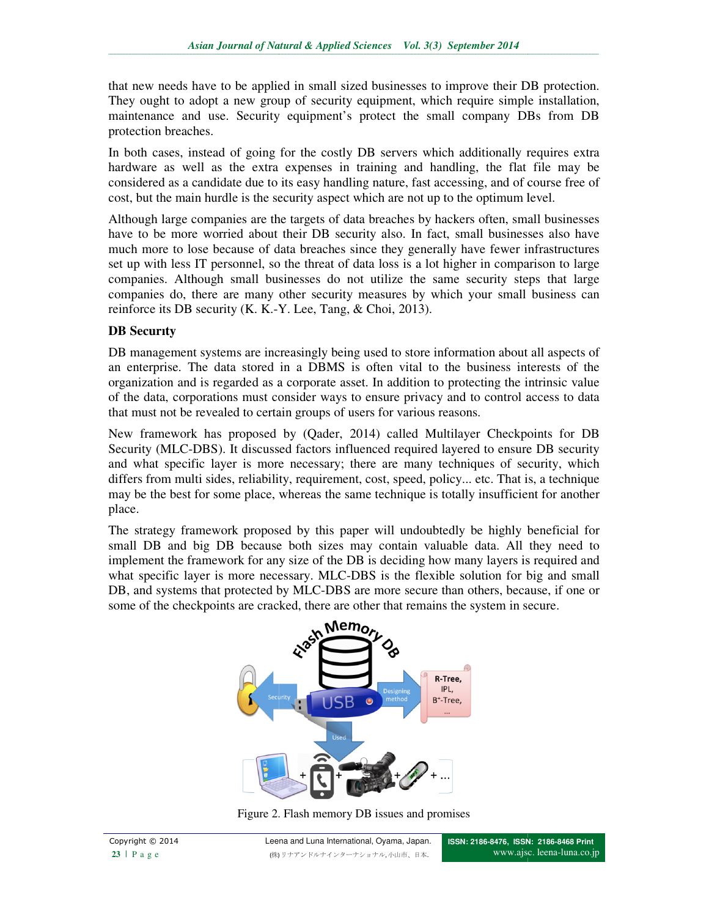that new needs have to be applied in small sized businesses to improve their DB protection. They ought to adopt a new group of security equipment, which require simple installation, maintenance and use. Security equipment's protect the small company DBs from DB protection breaches.

In both cases, instead of going for the costly DB servers which additionally requires extra hardware as well as the extra expenses in training and handling, the flat file may be considered as a candidate due to its easy handling nature, fast accessing, and of course free of cost, but the main hurdle is the security aspect which are not up to the optimum level.

Although large companies are the targets of data breaches by hackers often, small businesses have to be more worried about their DB security also. In fact, small businesses also have much more to lose because of data breaches since they generally have fewer infrastructures set up with less IT personnel, so the threat of data loss is a lot higher in comparison to large companies. Although small businesses do not utilize the same security steps that large companies do, there are many other security measures by which your small business can reinforce its DB security (K. K.-Y. Lee, Tang, & Choi, 2013).

**DB Securıty**

DB management systems are increasingly being used to store information about all aspects of an enterprise. The data stored in a DBMS is often vital to the business interests of the organization and is regarded as a corporate asset. In addition to protecting the intrinsic value of the data, corporations must consider ways to ensure privacy and to control access to data that must not be revealed to certain groups of users for various reasons.

New framework has proposed by (Qader, 2014) called Multilayer Checkpoints for DB Security (MLC-DBS). It discussed factors influenced required layered to ensure DB security and what specific layer is more necessary; there are many techniques of security, which differs from multi sides, reliability, requirement, cost, speed, policy... etc. That is, a technique may be the best for some place, whereas the same technique is totally insufficient for another place.

The strategy framework proposed by this paper will undoubtedly be highly beneficial for small DB and big DB because both sizes may contain valuable data. All they need to implement the framework for any size of the DB is deciding how many layers is required and what specific layer is more necessary. MLC-DBS is the flexible solution for big and small DB, and systems that protected by MLC-DBS are more secure than others, because, if one or some of the checkpoints are cracked, there are other that remains the system in secure.

Figure 2. Flash memory DB issues and promises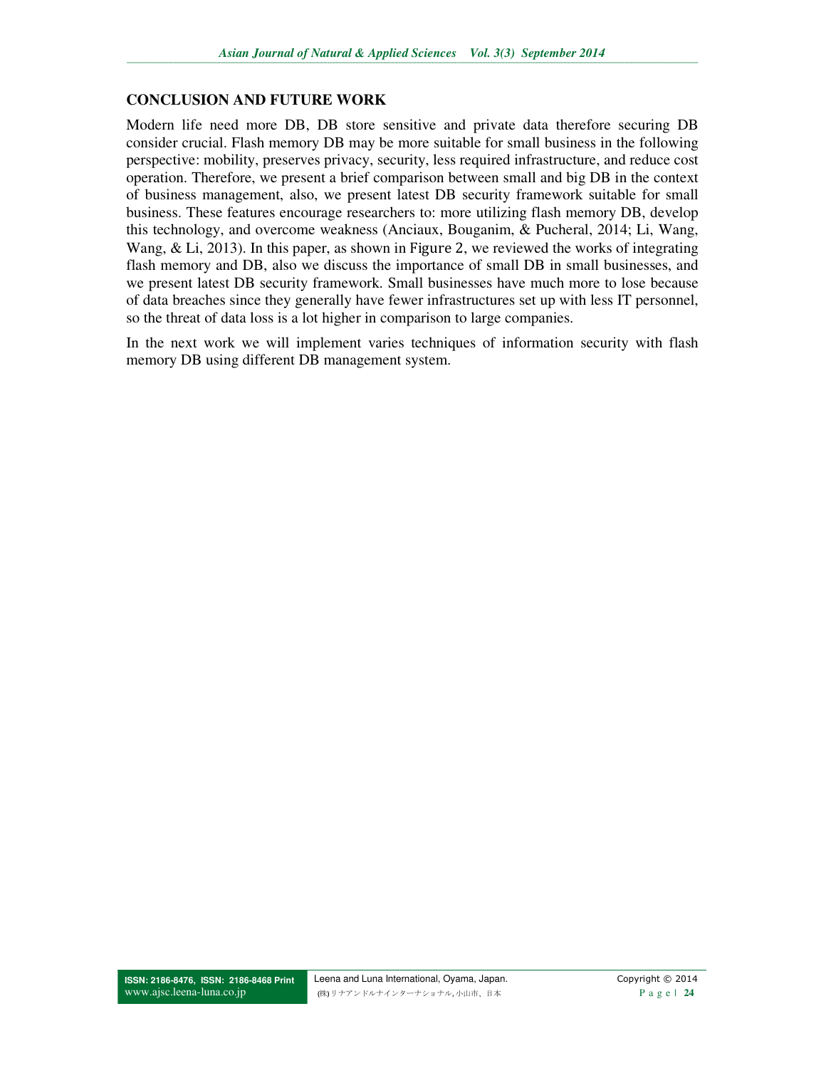## CONCLUSION AND FUTURE WORK

Modern life need more DB, DB store sensitive and private data therefore securing DB consider crucial. Flash memory DB may be more suitable for small business in the following perspective: mobility, preserves privacy, security, less required infrastructure, and reduce cost operation. Therefore, we present a brief comparison between small and big DB in the context of business management, also, we present latest DB security framework suitable for small business. These features encourage researchers to: more utilizing flash memory DB, develop this technology, and overcome weakness (Anciaux, Bouganim, & Pucheral, 2014; Li, Wang, Wang, & Li, 2013). In this paper, as shown in Figure 2, we reviewed the works of integrating flash memory and DB, also we discuss the importance of small DB in small businesses, and we present latest DB security framework. Small businesses have much more to lose because of data breaches since they generally have fewer infrastructures set up with less IT personnel, so the threat of data loss is a lot higher in comparison to large companies.

In the next work we will implement varies techniques of information security with flash memory DB using different DB management system.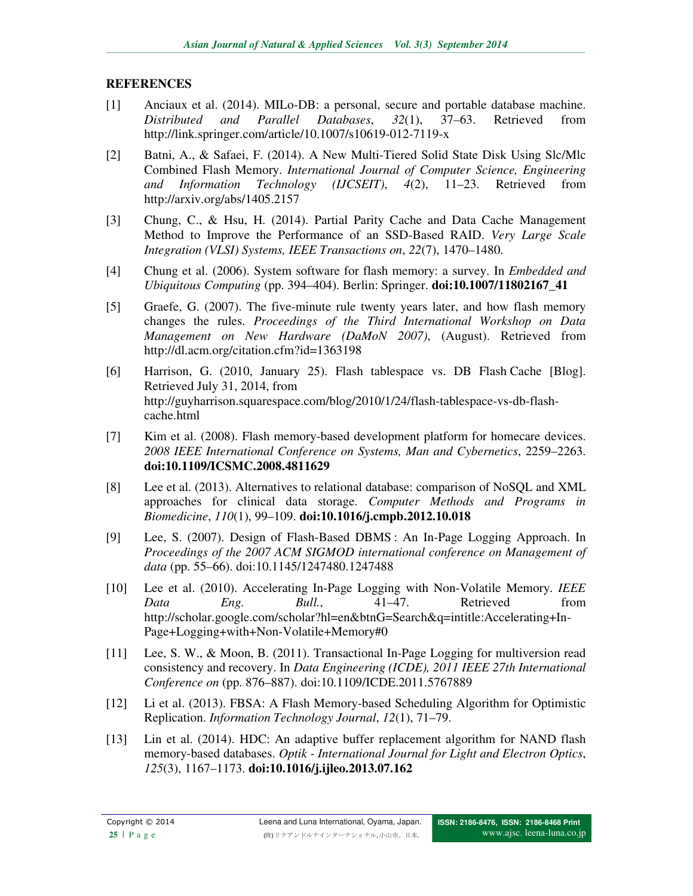## REFERENCES

[1] Anciaux et al. (2014). MILo-DB: a personal, secure and portable database machine. *Distributed and Parallel Databases*, *32*(1), 37–63. Retrieved from http://link.springer.com/article/10.1007/s10619-012-7119-x

[2] Batni, A., & Safaei, F. (2014). A New Multi-Tiered Solid State Disk Using Slc/Mlc Combined Flash Memory. *International Journal of Computer Science, Engineering and Information Technology (IJCSEIT)*, *4*(2), 11–23. Retrieved from http://arxiv.org/abs/1405.2157

[3] Chung, C., & Hsu, H. (2014). Partial Parity Cache and Data Cache Management Method to Improve the Performance of an SSD-Based RAID. *Very Large Scale Integration (VLSI) Systems, IEEE Transactions on*, *22*(7), 1470–1480.

[4] Chung et al. (2006). System software for flash memory: a survey. In *Embedded and Ubiquitous Computing* (pp. 394–404). Berlin: Springer. **doi:10.1007/11802167_41**

[5] Graefe, G. (2007). The five-minute rule twenty years later, and how flash memory changes the rules. *Proceedings of the Third International Workshop on Data Management on New Hardware (DaMoN 2007)*, (August). Retrieved from http://dl.acm.org/citation.cfm?id=1363198

[6] Harrison, G. (2010, January 25). Flash tablespace vs. DB Flash Cache [Blog]. Retrieved July 31, 2014, from http://guyharrison.squarespace.com/blog/2010/1/24/flash-tablespace-vs-db-flash-cache.html

[7] Kim et al. (2008). Flash memory-based development platform for homecare devices. *2008 IEEE International Conference on Systems, Man and Cybernetics*, 2259–2263. **doi:10.1109/ICSMC.2008.4811629**

[8] Lee et al. (2013). Alternatives to relational database: comparison of NoSQL and XML approaches for clinical data storage. *Computer Methods and Programs in Biomedicine*, *110*(1), 99–109. **doi:10.1016/j.cmpb.2012.10.018**

[9] Lee, S. (2007). Design of Flash-Based DBMS : An In-Page Logging Approach. In *Proceedings of the 2007 ACM SIGMOD international conference on Management of data* (pp. 55–66). doi:10.1145/1247480.1247488

[10] Lee et al. (2010). Accelerating In-Page Logging with Non-Volatile Memory. *IEEE Data Eng. Bull.*, 41–47. Retrieved from http://scholar.google.com/scholar?hl=en&btnG=Search&q=intitle:Accelerating+In-Page+Logging+with+Non-Volatile+Memory#0

[11] Lee, S. W., & Moon, B. (2011). Transactional In-Page Logging for multiversion read consistency and recovery. In *Data Engineering (ICDE), 2011 IEEE 27th International Conference on* (pp. 876–887). doi:10.1109/ICDE.2011.5767889

[12] Li et al. (2013). FBSA: A Flash Memory-based Scheduling Algorithm for Optimistic Replication. *Information Technology Journal*, *12*(1), 71–79.

[13] Lin et al. (2014). HDC: An adaptive buffer replacement algorithm for NAND flash memory-based databases. *Optik - International Journal for Light and Electron Optics*, *125*(3), 1167–1173. **doi:10.1016/j.ijleo.2013.07.162**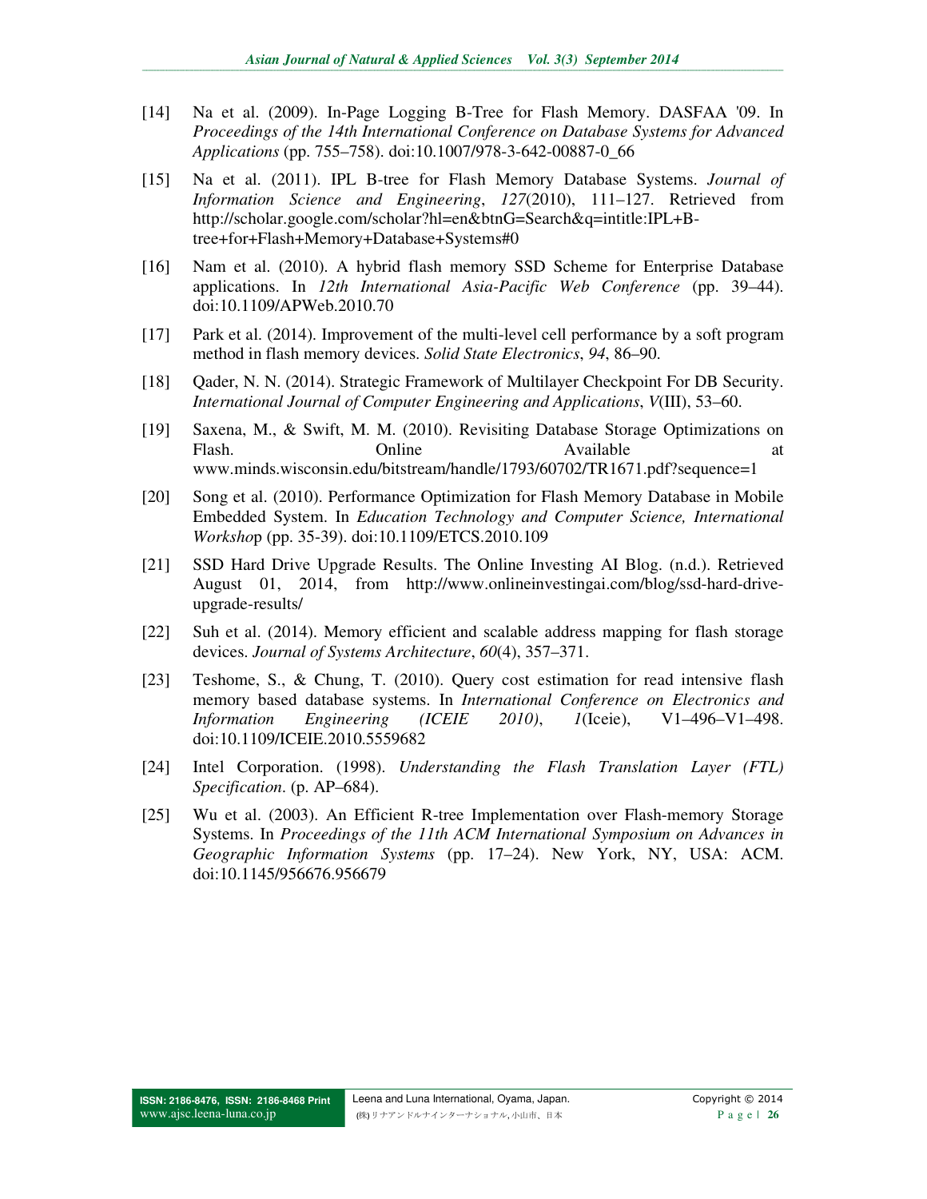[14] Na et al. (2009). In-Page Logging B-Tree for Flash Memory. DASFAA '09. In *Proceedings of the 14th International Conference on Database Systems for Advanced Applications* (pp. 755–758). doi:10.1007/978-3-642-00887-0_66

[15] Na et al. (2011). IPL B-tree for Flash Memory Database Systems. *Journal of Information Science and Engineering*, *127*(2010), 111–127. Retrieved from http://scholar.google.com/scholar?hl=en&btnG=Search&q=intitle:IPL+B-tree+for+Flash+Memory+Database+Systems#0

[16] Nam et al. (2010). A hybrid flash memory SSD Scheme for Enterprise Database applications. In *12th International Asia-Pacific Web Conference* (pp. 39–44). doi:10.1109/APWeb.2010.70

[17] Park et al. (2014). Improvement of the multi-level cell performance by a soft program method in flash memory devices. *Solid State Electronics*, *94*, 86–90.

[18] Qader, N. N. (2014). Strategic Framework of Multilayer Checkpoint For DB Security. *International Journal of Computer Engineering and Applications*, *V*(III), 53–60.

[19] Saxena, M., & Swift, M. M. (2010). Revisiting Database Storage Optimizations on Flash. Online Available at www.minds.wisconsin.edu/bitstream/handle/1793/60702/TR1671.pdf?sequence=1

[20] Song et al. (2010). Performance Optimization for Flash Memory Database in Mobile Embedded System. In *Education Technology and Computer Science, International Worksho*p (pp. 35-39). doi:10.1109/ETCS.2010.109

[21] SSD Hard Drive Upgrade Results. The Online Investing AI Blog. (n.d.). Retrieved August 01, 2014, from http://www.onlineinvestingai.com/blog/ssd-hard-drive-upgrade-results/

[22] Suh et al. (2014). Memory efficient and scalable address mapping for flash storage devices. *Journal of Systems Architecture*, *60*(4), 357–371.

[23] Teshome, S., & Chung, T. (2010). Query cost estimation for read intensive flash memory based database systems. In *International Conference on Electronics and Information Engineering (ICEIE 2010)*, *1*(Iceie), V1–496–V1–498. doi:10.1109/ICEIE.2010.5559682

[24] Intel Corporation. (1998). *Understanding the Flash Translation Layer (FTL) Specification*. (p. AP–684).

[25] Wu et al. (2003). An Efficient R-tree Implementation over Flash-memory Storage Systems. In *Proceedings of the 11th ACM International Symposium on Advances in Geographic Information Systems* (pp. 17–24). New York, NY, USA: ACM. doi:10.1145/956676.956679